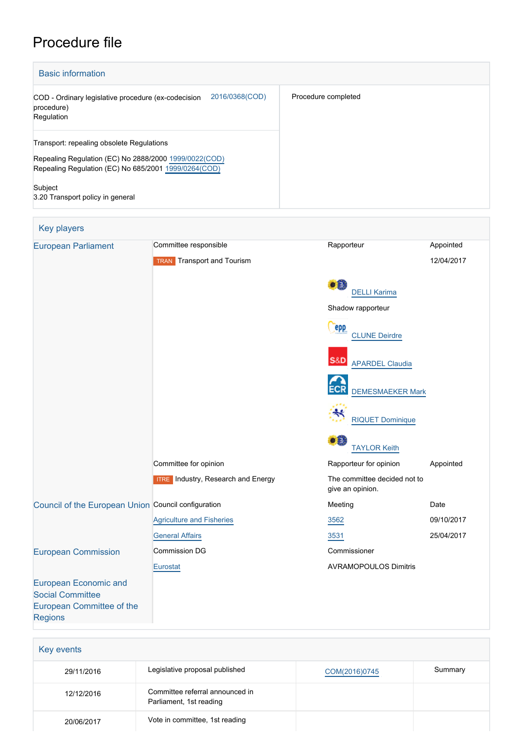# Procedure file

## Basic information

| | |
|---|---|
| COD - Ordinary legislative procedure (ex-codecision procedure)<br>Regulation &nbsp;&nbsp; 2016/0368(COD) | Procedure completed |
| Transport: repealing obsolete Regulations<br><br>Repealing Regulation (EC) No 2888/2000 1999/0022(COD)<br>Repealing Regulation (EC) No 685/2001 1999/0264(COD)<br><br>Subject<br>3.20 Transport policy in general | |

## Key players

| | | | |
|---|---|---|---|
| European Parliament | Committee responsible | Rapporteur | Appointed |
| | TRAN Transport and Tourism | | 12/04/2017 |
| | | DELLI Karima | |
| | | Shadow rapporteur | |
| | | CLUNE Deirdre | |
| | | APARDEL Claudia | |
| | | DEMESMAEKER Mark | |
| | | RIQUET Dominique | |
| | | TAYLOR Keith | |
| | Committee for opinion | Rapporteur for opinion | Appointed |
| | ITRE Industry, Research and Energy | The committee decided not to give an opinion. | |
| Council of the European Union | Council configuration | Meeting | Date |
| | Agriculture and Fisheries | 3562 | 09/10/2017 |
| | General Affairs | 3531 | 25/04/2017 |
| European Commission | Commission DG | Commissioner | |
| | Eurostat | AVRAMOPOULOS Dimitris | |
| European Economic and Social Committee<br>European Committee of the Regions | | | |

## Key events

| | | | |
|---|---|---|---|
| 29/11/2016 | Legislative proposal published | COM(2016)0745 | Summary |
| 12/12/2016 | Committee referral announced in Parliament, 1st reading | | |
| 20/06/2017 | Vote in committee, 1st reading | | |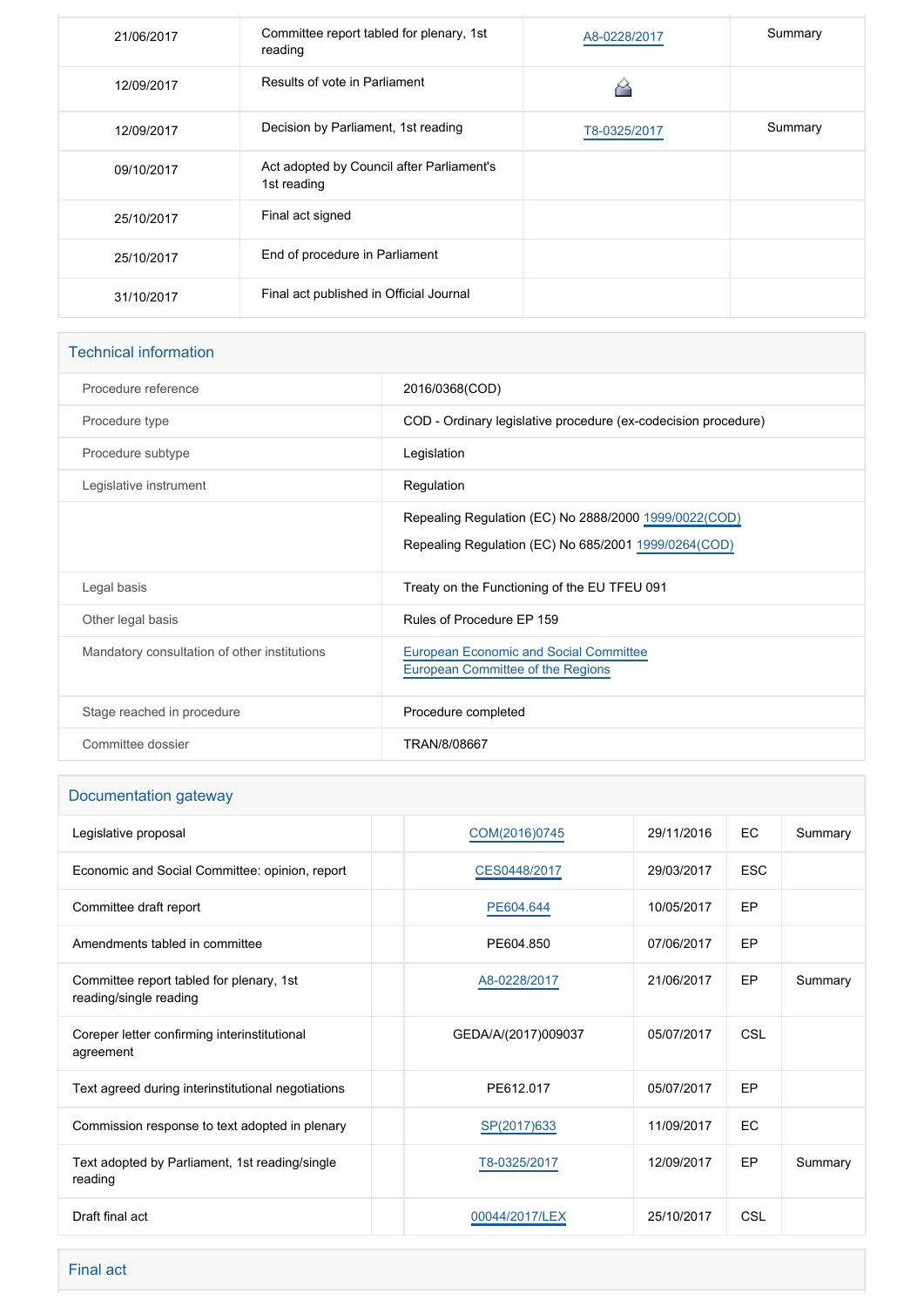| | | | |
|---|---|---|---|
| 21/06/2017 | Committee report tabled for plenary, 1st reading | A8-0228/2017 | Summary |
| 12/09/2017 | Results of vote in Parliament | | |
| 12/09/2017 | Decision by Parliament, 1st reading | T8-0325/2017 | Summary |
| 09/10/2017 | Act adopted by Council after Parliament's 1st reading | | |
| 25/10/2017 | Final act signed | | |
| 25/10/2017 | End of procedure in Parliament | | |
| 31/10/2017 | Final act published in Official Journal | | |

## Technical information

| | |
|---|---|
| Procedure reference | 2016/0368(COD) |
| Procedure type | COD - Ordinary legislative procedure (ex-codecision procedure) |
| Procedure subtype | Legislation |
| Legislative instrument | Regulation |
| | Repealing Regulation (EC) No 2888/2000 1999/0022(COD)<br>Repealing Regulation (EC) No 685/2001 1999/0264(COD) |
| Legal basis | Treaty on the Functioning of the EU TFEU 091 |
| Other legal basis | Rules of Procedure EP 159 |
| Mandatory consultation of other institutions | European Economic and Social Committee<br>European Committee of the Regions |
| Stage reached in procedure | Procedure completed |
| Committee dossier | TRAN/8/08667 |

## Documentation gateway

| | | | | | |
|---|---|---|---|---|---|
| Legislative proposal | | COM(2016)0745 | 29/11/2016 | EC | Summary |
| Economic and Social Committee: opinion, report | | CES0448/2017 | 29/03/2017 | ESC | |
| Committee draft report | | PE604.644 | 10/05/2017 | EP | |
| Amendments tabled in committee | | PE604.850 | 07/06/2017 | EP | |
| Committee report tabled for plenary, 1st reading/single reading | | A8-0228/2017 | 21/06/2017 | EP | Summary |
| Coreper letter confirming interinstitutional agreement | | GEDA/A/(2017)009037 | 05/07/2017 | CSL | |
| Text agreed during interinstitutional negotiations | | PE612.017 | 05/07/2017 | EP | |
| Commission response to text adopted in plenary | | SP(2017)633 | 11/09/2017 | EC | |
| Text adopted by Parliament, 1st reading/single reading | | T8-0325/2017 | 12/09/2017 | EP | Summary |
| Draft final act | | 00044/2017/LEX | 25/10/2017 | CSL | |

## Final act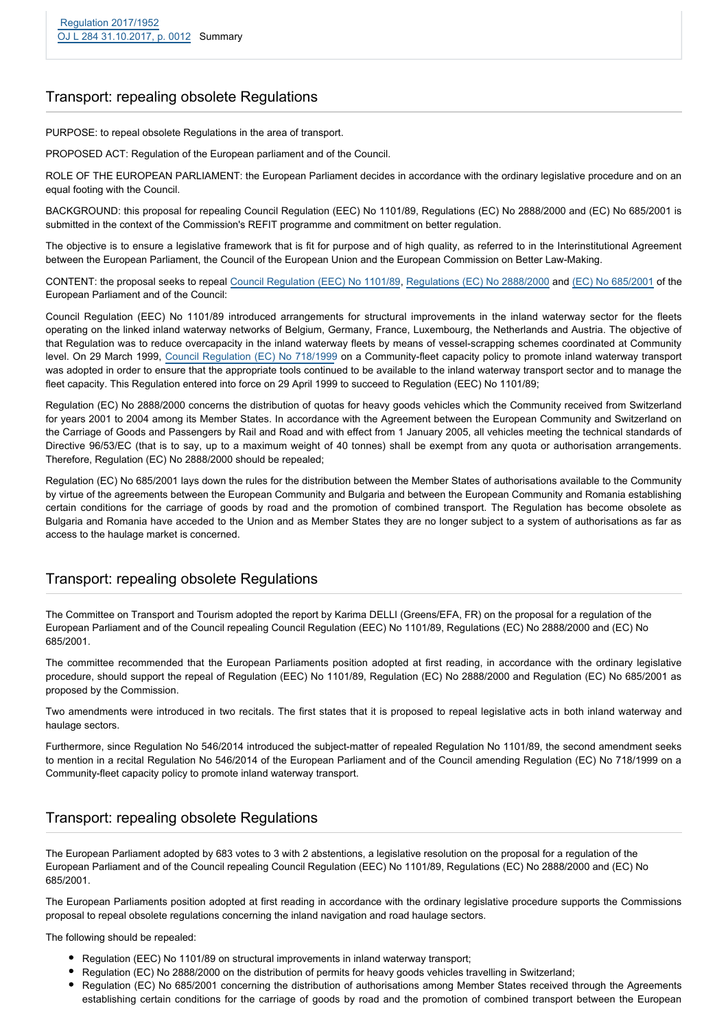Regulation 2017/1952
OJ L 284 31.10.2017, p. 0012 Summary

## Transport: repealing obsolete Regulations

PURPOSE: to repeal obsolete Regulations in the area of transport.

PROPOSED ACT: Regulation of the European parliament and of the Council.

ROLE OF THE EUROPEAN PARLIAMENT: the European Parliament decides in accordance with the ordinary legislative procedure and on an equal footing with the Council.

BACKGROUND: this proposal for repealing Council Regulation (EEC) No 1101/89, Regulations (EC) No 2888/2000 and (EC) No 685/2001 is submitted in the context of the Commission's REFIT programme and commitment on better regulation.

The objective is to ensure a legislative framework that is fit for purpose and of high quality, as referred to in the Interinstitutional Agreement between the European Parliament, the Council of the European Union and the European Commission on Better Law-Making.

CONTENT: the proposal seeks to repeal Council Regulation (EEC) No 1101/89, Regulations (EC) No 2888/2000 and (EC) No 685/2001 of the European Parliament and of the Council:

Council Regulation (EEC) No 1101/89 introduced arrangements for structural improvements in the inland waterway sector for the fleets operating on the linked inland waterway networks of Belgium, Germany, France, Luxembourg, the Netherlands and Austria. The objective of that Regulation was to reduce overcapacity in the inland waterway fleets by means of vessel-scrapping schemes coordinated at Community level. On 29 March 1999, Council Regulation (EC) No 718/1999 on a Community-fleet capacity policy to promote inland waterway transport was adopted in order to ensure that the appropriate tools continued to be available to the inland waterway transport sector and to manage the fleet capacity. This Regulation entered into force on 29 April 1999 to succeed to Regulation (EEC) No 1101/89;

Regulation (EC) No 2888/2000 concerns the distribution of quotas for heavy goods vehicles which the Community received from Switzerland for years 2001 to 2004 among its Member States. In accordance with the Agreement between the European Community and Switzerland on the Carriage of Goods and Passengers by Rail and Road and with effect from 1 January 2005, all vehicles meeting the technical standards of Directive 96/53/EC (that is to say, up to a maximum weight of 40 tonnes) shall be exempt from any quota or authorisation arrangements. Therefore, Regulation (EC) No 2888/2000 should be repealed;

Regulation (EC) No 685/2001 lays down the rules for the distribution between the Member States of authorisations available to the Community by virtue of the agreements between the European Community and Bulgaria and between the European Community and Romania establishing certain conditions for the carriage of goods by road and the promotion of combined transport. The Regulation has become obsolete as Bulgaria and Romania have acceded to the Union and as Member States they are no longer subject to a system of authorisations as far as access to the haulage market is concerned.

## Transport: repealing obsolete Regulations

The Committee on Transport and Tourism adopted the report by Karima DELLI (Greens/EFA, FR) on the proposal for a regulation of the European Parliament and of the Council repealing Council Regulation (EEC) No 1101/89, Regulations (EC) No 2888/2000 and (EC) No 685/2001.

The committee recommended that the European Parliaments position adopted at first reading, in accordance with the ordinary legislative procedure, should support the repeal of Regulation (EEC) No 1101/89, Regulation (EC) No 2888/2000 and Regulation (EC) No 685/2001 as proposed by the Commission.

Two amendments were introduced in two recitals. The first states that it is proposed to repeal legislative acts in both inland waterway and haulage sectors.

Furthermore, since Regulation No 546/2014 introduced the subject-matter of repealed Regulation No 1101/89, the second amendment seeks to mention in a recital Regulation No 546/2014 of the European Parliament and of the Council amending Regulation (EC) No 718/1999 on a Community-fleet capacity policy to promote inland waterway transport.

## Transport: repealing obsolete Regulations

The European Parliament adopted by 683 votes to 3 with 2 abstentions, a legislative resolution on the proposal for a regulation of the European Parliament and of the Council repealing Council Regulation (EEC) No 1101/89, Regulations (EC) No 2888/2000 and (EC) No 685/2001.

The European Parliaments position adopted at first reading in accordance with the ordinary legislative procedure supports the Commissions proposal to repeal obsolete regulations concerning the inland navigation and road haulage sectors.

The following should be repealed:

- Regulation (EEC) No 1101/89 on structural improvements in inland waterway transport;
- Regulation (EC) No 2888/2000 on the distribution of permits for heavy goods vehicles travelling in Switzerland;
- Regulation (EC) No 685/2001 concerning the distribution of authorisations among Member States received through the Agreements establishing certain conditions for the carriage of goods by road and the promotion of combined transport between the European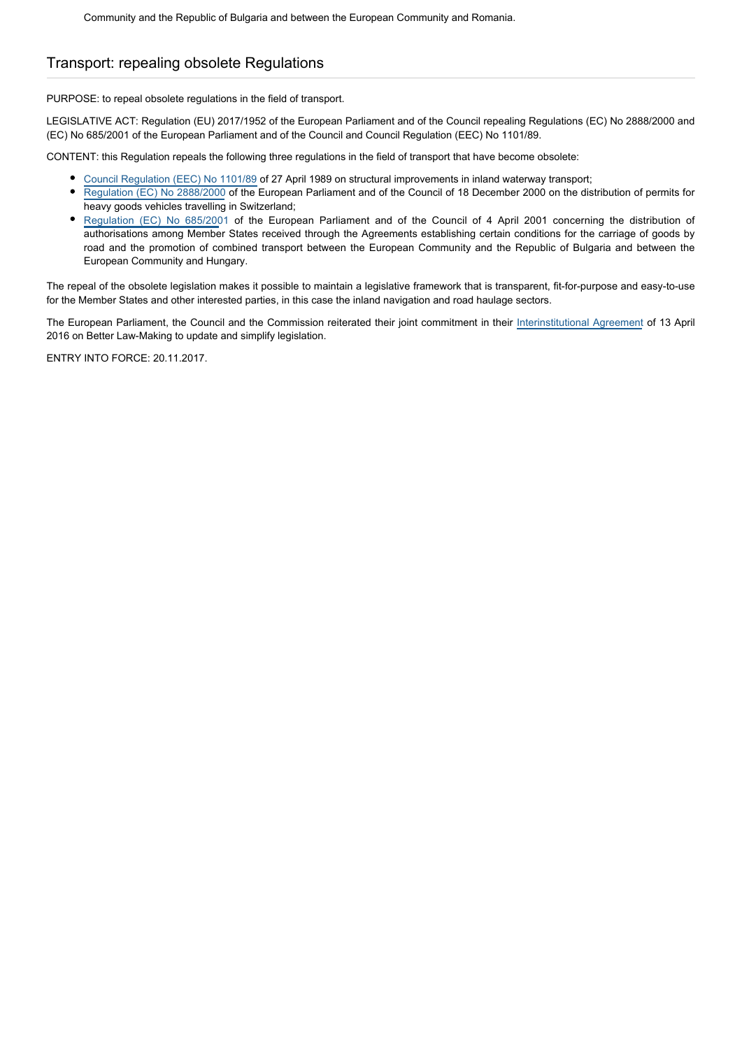Community and the Republic of Bulgaria and between the European Community and Romania.

## Transport: repealing obsolete Regulations

PURPOSE: to repeal obsolete regulations in the field of transport.

LEGISLATIVE ACT: Regulation (EU) 2017/1952 of the European Parliament and of the Council repealing Regulations (EC) No 2888/2000 and (EC) No 685/2001 of the European Parliament and of the Council and Council Regulation (EEC) No 1101/89.

CONTENT: this Regulation repeals the following three regulations in the field of transport that have become obsolete:

- Council Regulation (EEC) No 1101/89 of 27 April 1989 on structural improvements in inland waterway transport;
- Regulation (EC) No 2888/2000 of the European Parliament and of the Council of 18 December 2000 on the distribution of permits for heavy goods vehicles travelling in Switzerland;
- Regulation (EC) No 685/2001 of the European Parliament and of the Council of 4 April 2001 concerning the distribution of authorisations among Member States received through the Agreements establishing certain conditions for the carriage of goods by road and the promotion of combined transport between the European Community and the Republic of Bulgaria and between the European Community and Hungary.

The repeal of the obsolete legislation makes it possible to maintain a legislative framework that is transparent, fit-for-purpose and easy-to-use for the Member States and other interested parties, in this case the inland navigation and road haulage sectors.

The European Parliament, the Council and the Commission reiterated their joint commitment in their Interinstitutional Agreement of 13 April 2016 on Better Law-Making to update and simplify legislation.

ENTRY INTO FORCE: 20.11.2017.